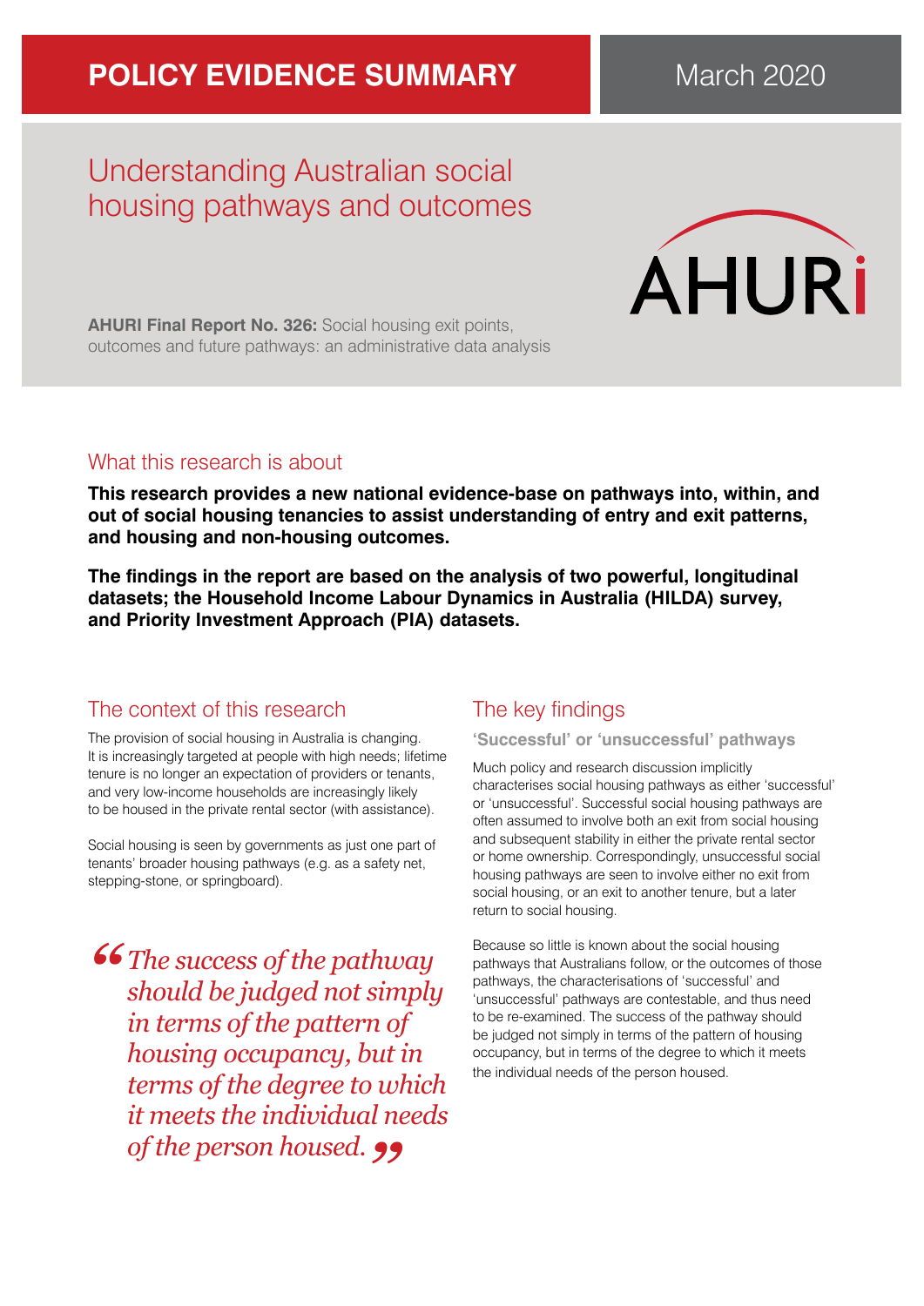**POLICY EVIDENCE SUMMARY** March 2020

# Understanding Australian social housing pathways and outcomes

**AHURI Final Report No. 326:** Social housing exit points, outcomes and future pathways: an administrative data analysis

## What this research is about

**This research provides a new national evidence-base on pathways into, within, and out of social housing tenancies to assist understanding of entry and exit patterns, and housing and non-housing outcomes.**

**The findings in the report are based on the analysis of two powerful, longitudinal datasets; the Household Income Labour Dynamics in Australia (HILDA) survey, and Priority Investment Approach (PIA) datasets.**

## The context of this research

The provision of social housing in Australia is changing. It is increasingly targeted at people with high needs; lifetime tenure is no longer an expectation of providers or tenants, and very low-income households are increasingly likely to be housed in the private rental sector (with assistance).

Social housing is seen by governments as just one part of tenants' broader housing pathways (e.g. as a safety net, stepping-stone, or springboard).

> *"The success of the pathway should be judged not simply in terms of the pattern of housing occupancy, but in terms of the degree to which it meets the individual needs of the person housed."*

## The key findings

### 'Successful' or 'unsuccessful' pathways

Much policy and research discussion implicitly characterises social housing pathways as either 'successful' or 'unsuccessful'. Successful social housing pathways are often assumed to involve both an exit from social housing and subsequent stability in either the private rental sector or home ownership. Correspondingly, unsuccessful social housing pathways are seen to involve either no exit from social housing, or an exit to another tenure, but a later return to social housing.

Because so little is known about the social housing pathways that Australians follow, or the outcomes of those pathways, the characterisations of 'successful' and 'unsuccessful' pathways are contestable, and thus need to be re-examined. The success of the pathway should be judged not simply in terms of the pattern of housing occupancy, but in terms of the degree to which it meets the individual needs of the person housed.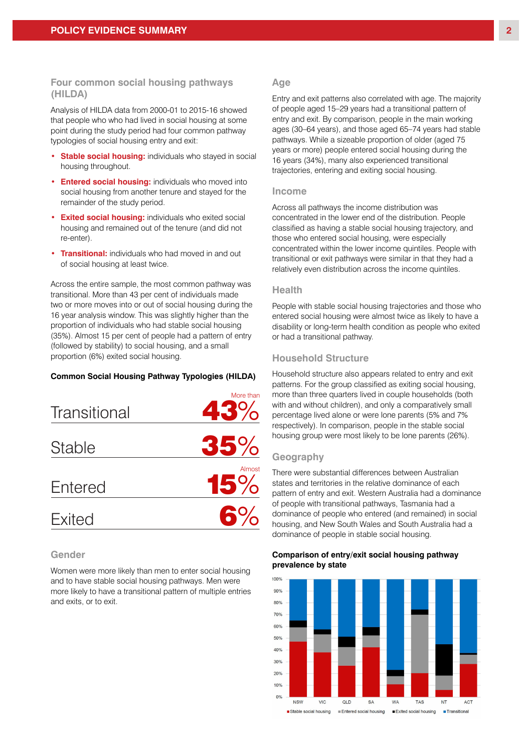## Four common social housing pathways (HILDA)

Analysis of HILDA data from 2000-01 to 2015-16 showed that people who who had lived in social housing at some point during the study period had four common pathway typologies of social housing entry and exit:

- **Stable social housing:** individuals who stayed in social housing throughout.
- **Entered social housing:** individuals who moved into social housing from another tenure and stayed for the remainder of the study period.
- **Exited social housing:** individuals who exited social housing and remained out of the tenure (and did not re-enter).
- **Transitional:** individuals who had moved in and out of social housing at least twice.

Across the entire sample, the most common pathway was transitional. More than 43 per cent of individuals made two or more moves into or out of social housing during the 16 year analysis window. This was slightly higher than the proportion of individuals who had stable social housing (35%). Almost 15 per cent of people had a pattern of entry (followed by stability) to social housing, and a small proportion (6%) exited social housing.

**Common Social Housing Pathway Typologies (HILDA)**

| Pathway | Proportion |
|---|---|
| Transitional | More than 43% |
| Stable | 35% |
| Entered | Almost 15% |
| Exited | 6% |

### Gender

Women were more likely than men to enter social housing and to have stable social housing pathways. Men were more likely to have a transitional pattern of multiple entries and exits, or to exit.

### Age

Entry and exit patterns also correlated with age. The majority of people aged 15–29 years had a transitional pattern of entry and exit. By comparison, people in the main working ages (30–64 years), and those aged 65–74 years had stable pathways. While a sizeable proportion of older (aged 75 years or more) people entered social housing during the 16 years (34%), many also experienced transitional trajectories, entering and exiting social housing.

### Income

Across all pathways the income distribution was concentrated in the lower end of the distribution. People classified as having a stable social housing trajectory, and those who entered social housing, were especially concentrated within the lower income quintiles. People with transitional or exit pathways were similar in that they had a relatively even distribution across the income quintiles.

### Health

People with stable social housing trajectories and those who entered social housing were almost twice as likely to have a disability or long-term health condition as people who exited or had a transitional pathway.

### Household Structure

Household structure also appears related to entry and exit patterns. For the group classified as exiting social housing, more than three quarters lived in couple households (both with and without children), and only a comparatively small percentage lived alone or were lone parents (5% and 7% respectively). In comparison, people in the stable social housing group were most likely to be lone parents (26%).

### Geography

There were substantial differences between Australian states and territories in the relative dominance of each pattern of entry and exit. Western Australia had a dominance of people with transitional pathways, Tasmania had a dominance of people who entered (and remained) in social housing, and New South Wales and South Australia had a dominance of people in stable social housing.

**Comparison of entry/exit social housing pathway prevalence by state**

Approximate values read from the stacked bar chart:

| State | Stable social housing | Entered social housing | Exited social housing | Transitional |
|---|---|---|---|---|
| NSW | 47% | 12% | 5% | 35% |
| VIC | 38% | 15% | 4% | 42% |
| QLD | 27% | 16% | 8% | 49% |
| SA | 42% | 10% | 6% | 41% |
| WA | 11% | 7% | 5% | 77% |
| TAS | 20% | 50% | 4% | 26% |
| NT | 6% | 12% | 27% | 55% |
| ACT | 28% | 8% | 1% | 63% |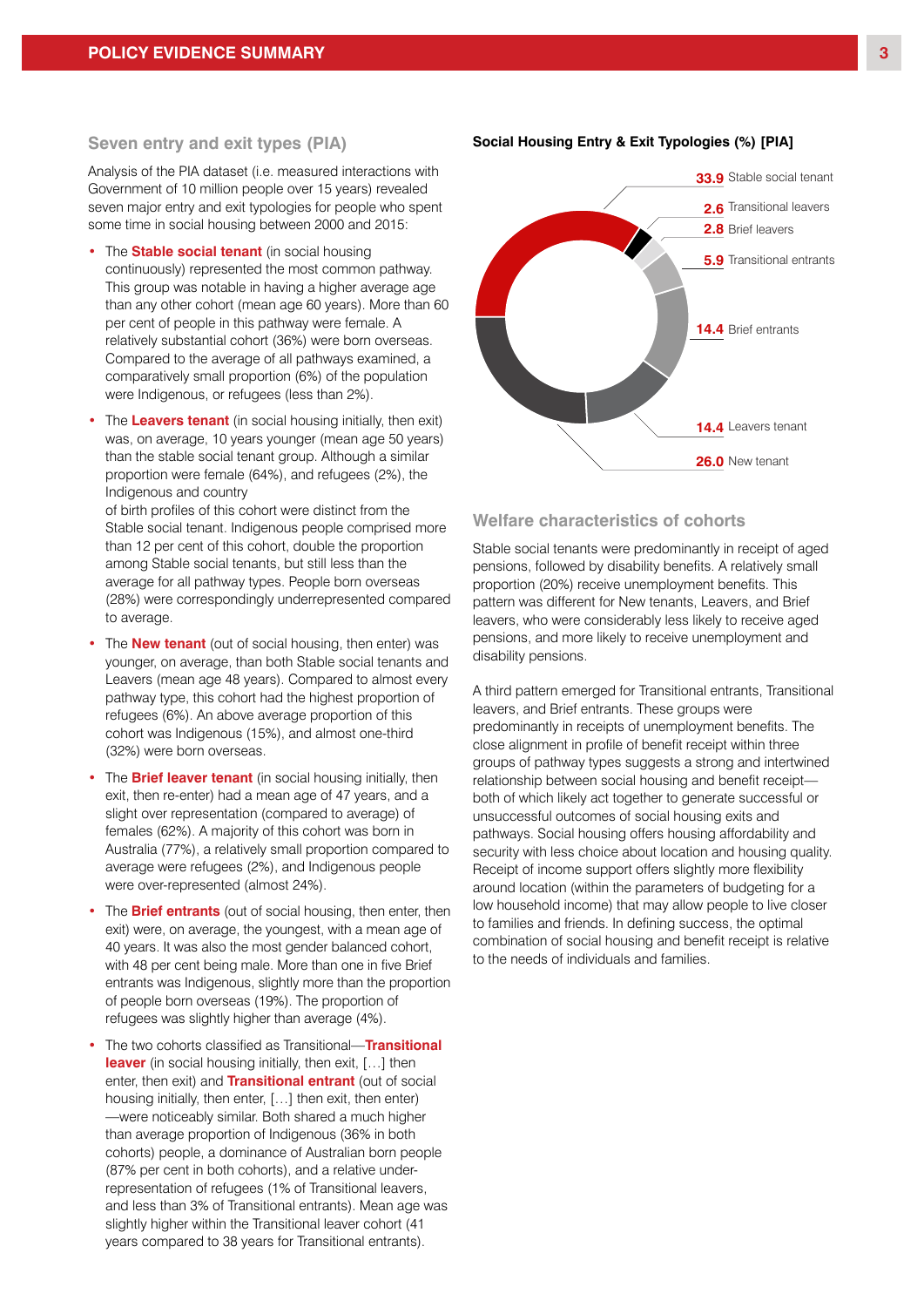## Seven entry and exit types (PIA)

Analysis of the PIA dataset (i.e. measured interactions with Government of 10 million people over 15 years) revealed seven major entry and exit typologies for people who spent some time in social housing between 2000 and 2015:

- The **Stable social tenant** (in social housing continuously) represented the most common pathway. This group was notable in having a higher average age than any other cohort (mean age 60 years). More than 60 per cent of people in this pathway were female. A relatively substantial cohort (36%) were born overseas. Compared to the average of all pathways examined, a comparatively small proportion (6%) of the population were Indigenous, or refugees (less than 2%).
- The **Leavers tenant** (in social housing initially, then exit) was, on average, 10 years younger (mean age 50 years) than the stable social tenant group. Although a similar proportion were female (64%), and refugees (2%), the Indigenous and country of birth profiles of this cohort were distinct from the Stable social tenant. Indigenous people comprised more than 12 per cent of this cohort, double the proportion among Stable social tenants, but still less than the average for all pathway types. People born overseas (28%) were correspondingly underrepresented compared to average.
- The **New tenant** (out of social housing, then enter) was younger, on average, than both Stable social tenants and Leavers (mean age 48 years). Compared to almost every pathway type, this cohort had the highest proportion of refugees (6%). An above average proportion of this cohort was Indigenous (15%), and almost one-third (32%) were born overseas.
- The **Brief leaver tenant** (in social housing initially, then exit, then re-enter) had a mean age of 47 years, and a slight over representation (compared to average) of females (62%). A majority of this cohort was born in Australia (77%), a relatively small proportion compared to average were refugees (2%), and Indigenous people were over-represented (almost 24%).
- The **Brief entrants** (out of social housing, then enter, then exit) were, on average, the youngest, with a mean age of 40 years. It was also the most gender balanced cohort, with 48 per cent being male. More than one in five Brief entrants was Indigenous, slightly more than the proportion of people born overseas (19%). The proportion of refugees was slightly higher than average (4%).
- The two cohorts classified as Transitional—**Transitional leaver** (in social housing initially, then exit, […] then enter, then exit) and **Transitional entrant** (out of social housing initially, then enter, […] then exit, then enter)—were noticeably similar. Both shared a much higher than average proportion of Indigenous (36% in both cohorts) people, a dominance of Australian born people (87% per cent in both cohorts), and a relative under-representation of refugees (1% of Transitional leavers, and less than 3% of Transitional entrants). Mean age was slightly higher within the Transitional leaver cohort (41 years compared to 38 years for Transitional entrants).

**Social Housing Entry & Exit Typologies (%) [PIA]**

| Typology | % |
|---|---|
| Stable social tenant | 33.9 |
| Transitional leavers | 2.6 |
| Brief leavers | 2.8 |
| Transitional entrants | 5.9 |
| Brief entrants | 14.4 |
| Leavers tenant | 14.4 |
| New tenant | 26.0 |

## Welfare characteristics of cohorts

Stable social tenants were predominantly in receipt of aged pensions, followed by disability benefits. A relatively small proportion (20%) receive unemployment benefits. This pattern was different for New tenants, Leavers, and Brief leavers, who were considerably less likely to receive aged pensions, and more likely to receive unemployment and disability pensions.

A third pattern emerged for Transitional entrants, Transitional leavers, and Brief entrants. These groups were predominantly in receipts of unemployment benefits. The close alignment in profile of benefit receipt within three groups of pathway types suggests a strong and intertwined relationship between social housing and benefit receipt—both of which likely act together to generate successful or unsuccessful outcomes of social housing exits and pathways. Social housing offers housing affordability and security with less choice about location and housing quality. Receipt of income support offers slightly more flexibility around location (within the parameters of budgeting for a low household income) that may allow people to live closer to families and friends. In defining success, the optimal combination of social housing and benefit receipt is relative to the needs of individuals and families.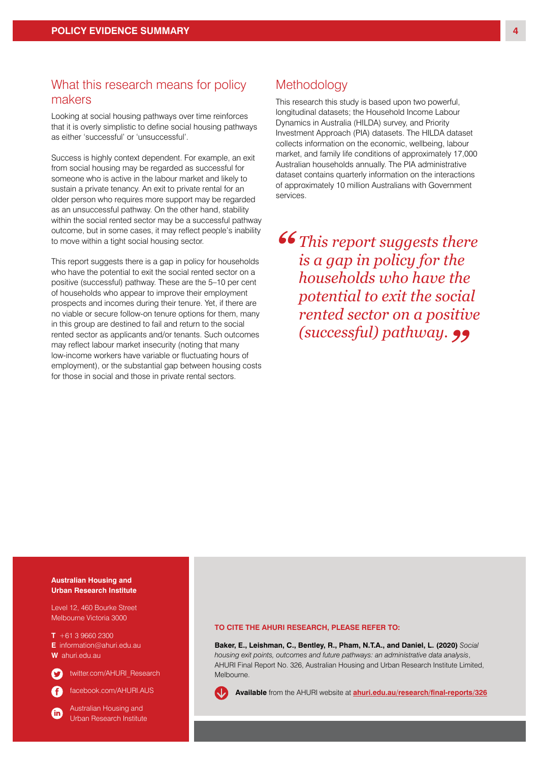## What this research means for policy makers

Looking at social housing pathways over time reinforces that it is overly simplistic to define social housing pathways as either 'successful' or 'unsuccessful'.

Success is highly context dependent. For example, an exit from social housing may be regarded as successful for someone who is active in the labour market and likely to sustain a private tenancy. An exit to private rental for an older person who requires more support may be regarded as an unsuccessful pathway. On the other hand, stability within the social rented sector may be a successful pathway outcome, but in some cases, it may reflect people's inability to move within a tight social housing sector.

This report suggests there is a gap in policy for households who have the potential to exit the social rented sector on a positive (successful) pathway. These are the 5–10 per cent of households who appear to improve their employment prospects and incomes during their tenure. Yet, if there are no viable or secure follow-on tenure options for them, many in this group are destined to fail and return to the social rented sector as applicants and/or tenants. Such outcomes may reflect labour market insecurity (noting that many low-income workers have variable or fluctuating hours of employment), or the substantial gap between housing costs for those in social and those in private rental sectors.

## Methodology

This research this study is based upon two powerful, longitudinal datasets; the Household Income Labour Dynamics in Australia (HILDA) survey, and Priority Investment Approach (PIA) datasets. The HILDA dataset collects information on the economic, wellbeing, labour market, and family life conditions of approximately 17,000 Australian households annually. The PIA administrative dataset contains quarterly information on the interactions of approximately 10 million Australians with Government services.

> *"This report suggests there is a gap in policy for the households who have the potential to exit the social rented sector on a positive (successful) pathway."*

**Australian Housing and Urban Research Institute**

Level 12, 460 Bourke Street
Melbourne Victoria 3000

**T** +61 3 9660 2300
**E** information@ahuri.edu.au
**W** ahuri.edu.au

twitter.com/AHURI_Research

facebook.com/AHURI.AUS

Australian Housing and Urban Research Institute

**TO CITE THE AHURI RESEARCH, PLEASE REFER TO:**

**Baker, E., Leishman, C., Bentley, R., Pham, N.T.A., and Daniel, L. (2020)** *Social housing exit points, outcomes and future pathways: an administrative data analysis*, AHURI Final Report No. 326, Australian Housing and Urban Research Institute Limited, Melbourne.

**Available** from the AHURI website at **ahuri.edu.au/research/final-reports/326**